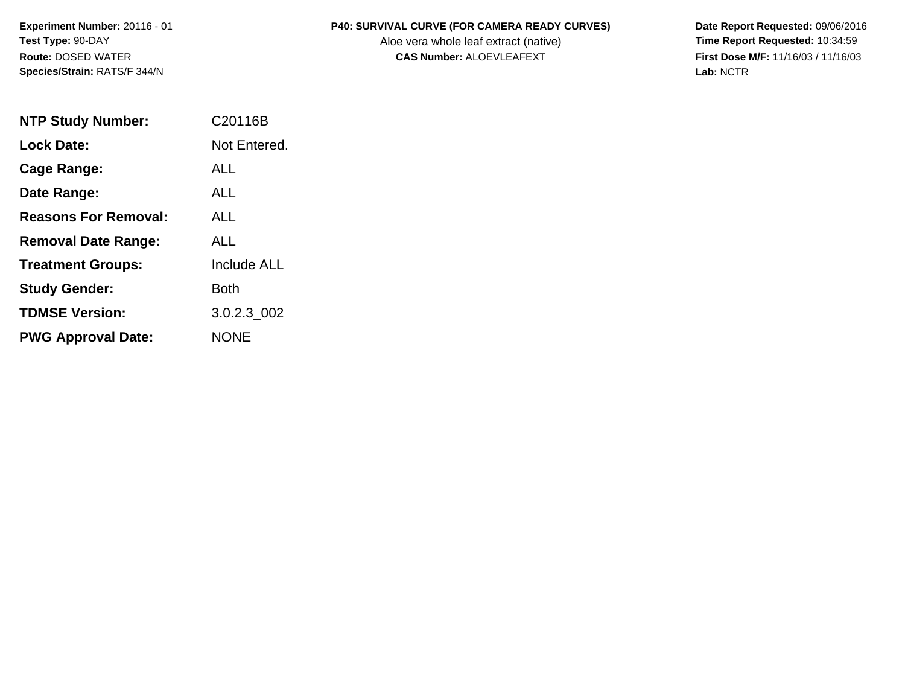**Experiment Number:** 20116 - 01
**Test Type:** 90-DAY
**Route:** DOSED WATER
**Species/Strain:** RATS/F 344/N

**P40: SURVIVAL CURVE (FOR CAMERA READY CURVES)**
Aloe vera whole leaf extract (native)
**CAS Number:** ALOEVLEAFEXT

**Date Report Requested:** 09/06/2016
**Time Report Requested:** 10:34:59
**First Dose M/F:** 11/16/03 / 11/16/03
**Lab:** NCTR

| | |
|---|---|
| **NTP Study Number:** | C20116B |
| **Lock Date:** | Not Entered. |
| **Cage Range:** | ALL |
| **Date Range:** | ALL |
| **Reasons For Removal:** | ALL |
| **Removal Date Range:** | ALL |
| **Treatment Groups:** | Include ALL |
| **Study Gender:** | Both |
| **TDMSE Version:** | 3.0.2.3_002 |
| **PWG Approval Date:** | NONE |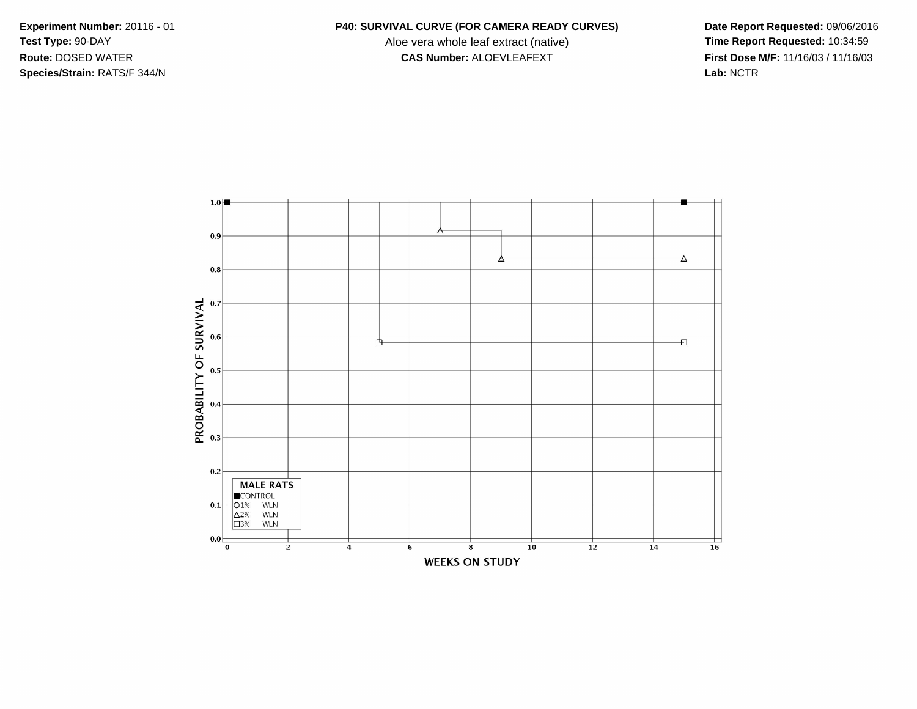**Experiment Number:** 20116 - 01
**Test Type:** 90-DAY
**Route:** DOSED WATER
**Species/Strain:** RATS/F 344/N

**P40: SURVIVAL CURVE (FOR CAMERA READY CURVES)**
Aloe vera whole leaf extract (native)
**CAS Number:** ALOEVLEAFEXT

**Date Report Requested:** 09/06/2016
**Time Report Requested:** 10:34:59
**First Dose M/F:** 11/16/03 / 11/16/03
**Lab:** NCTR

PROBABILITY OF SURVIVAL

1.0
0.9
0.8
0.7
0.6
0.5
0.4
0.3
0.2
0.1
0.0

0 2 4 6 8 10 12 14 16

WEEKS ON STUDY

**MALE RATS**
■CONTROL
○1% WLN
△2% WLN
□3% WLN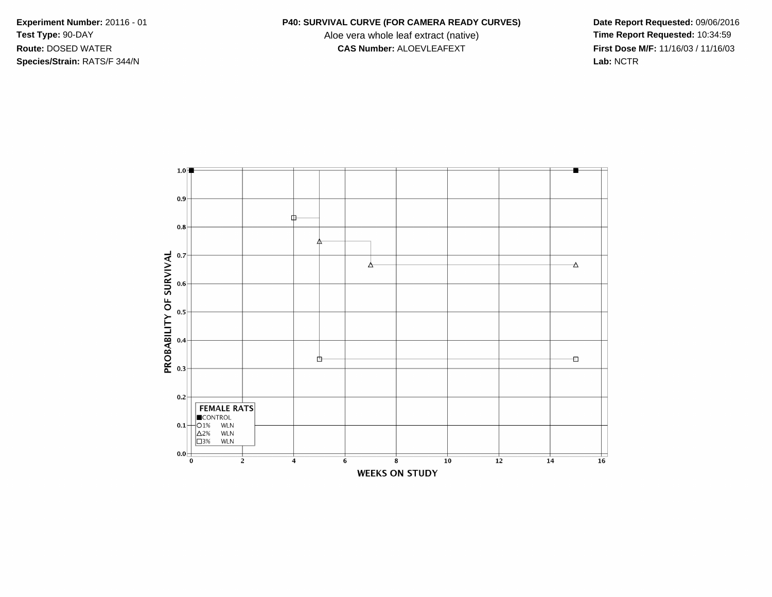**Experiment Number:** 20116 - 01
**Test Type:** 90-DAY
**Route:** DOSED WATER
**Species/Strain:** RATS/F 344/N

**P40: SURVIVAL CURVE (FOR CAMERA READY CURVES)**
Aloe vera whole leaf extract (native)
**CAS Number:** ALOEVLEAFEXT

**Date Report Requested:** 09/06/2016
**Time Report Requested:** 10:34:59
**First Dose M/F:** 11/16/03 / 11/16/03
**Lab:** NCTR

PROBABILITY OF SURVIVAL

1.0
0.9
0.8
0.7
0.6
0.5
0.4
0.3
0.2
0.1
0.0

0
2
4
6
8
10
12
14
16

WEEKS ON STUDY

FEMALE RATS
■CONTROL
○1% WLN
△2% WLN
□3% WLN